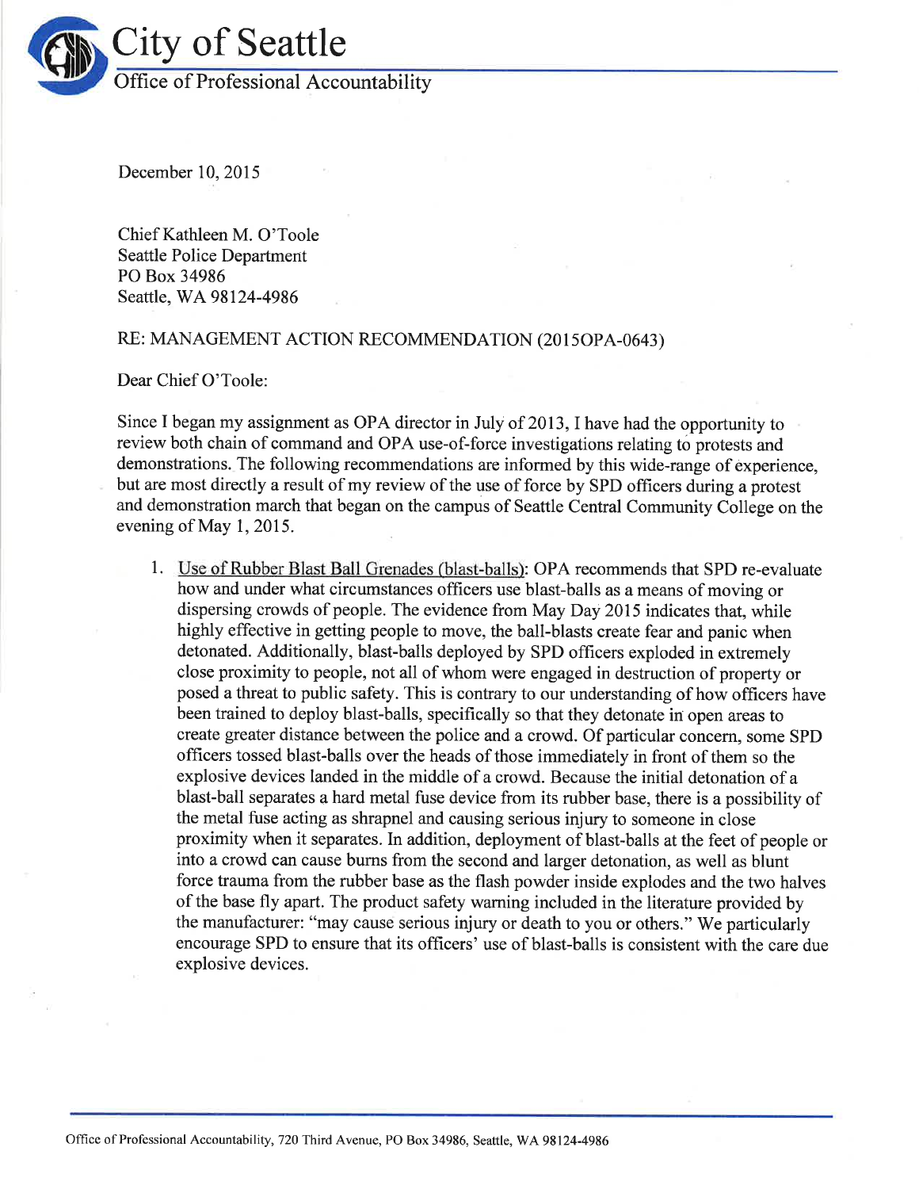# City of Seattle

## Office of Professional Accountability

December 10, 2015

Chief Kathleen M. O'Toole
Seattle Police Department
PO Box 34986
Seattle, WA 98124-4986

RE: MANAGEMENT ACTION RECOMMENDATION (2015OPA-0643)

Dear Chief O'Toole:

Since I began my assignment as OPA director in July of 2013, I have had the opportunity to review both chain of command and OPA use-of-force investigations relating to protests and demonstrations. The following recommendations are informed by this wide-range of experience, but are most directly a result of my review of the use of force by SPD officers during a protest and demonstration march that began on the campus of Seattle Central Community College on the evening of May 1, 2015.

1. Use of Rubber Blast Ball Grenades (blast-balls): OPA recommends that SPD re-evaluate how and under what circumstances officers use blast-balls as a means of moving or dispersing crowds of people. The evidence from May Day 2015 indicates that, while highly effective in getting people to move, the ball-blasts create fear and panic when detonated. Additionally, blast-balls deployed by SPD officers exploded in extremely close proximity to people, not all of whom were engaged in destruction of property or posed a threat to public safety. This is contrary to our understanding of how officers have been trained to deploy blast-balls, specifically so that they detonate in open areas to create greater distance between the police and a crowd. Of particular concern, some SPD officers tossed blast-balls over the heads of those immediately in front of them so the explosive devices landed in the middle of a crowd. Because the initial detonation of a blast-ball separates a hard metal fuse device from its rubber base, there is a possibility of the metal fuse acting as shrapnel and causing serious injury to someone in close proximity when it separates. In addition, deployment of blast-balls at the feet of people or into a crowd can cause burns from the second and larger detonation, as well as blunt force trauma from the rubber base as the flash powder inside explodes and the two halves of the base fly apart. The product safety warning included in the literature provided by the manufacturer: "may cause serious injury or death to you or others." We particularly encourage SPD to ensure that its officers' use of blast-balls is consistent with the care due explosive devices.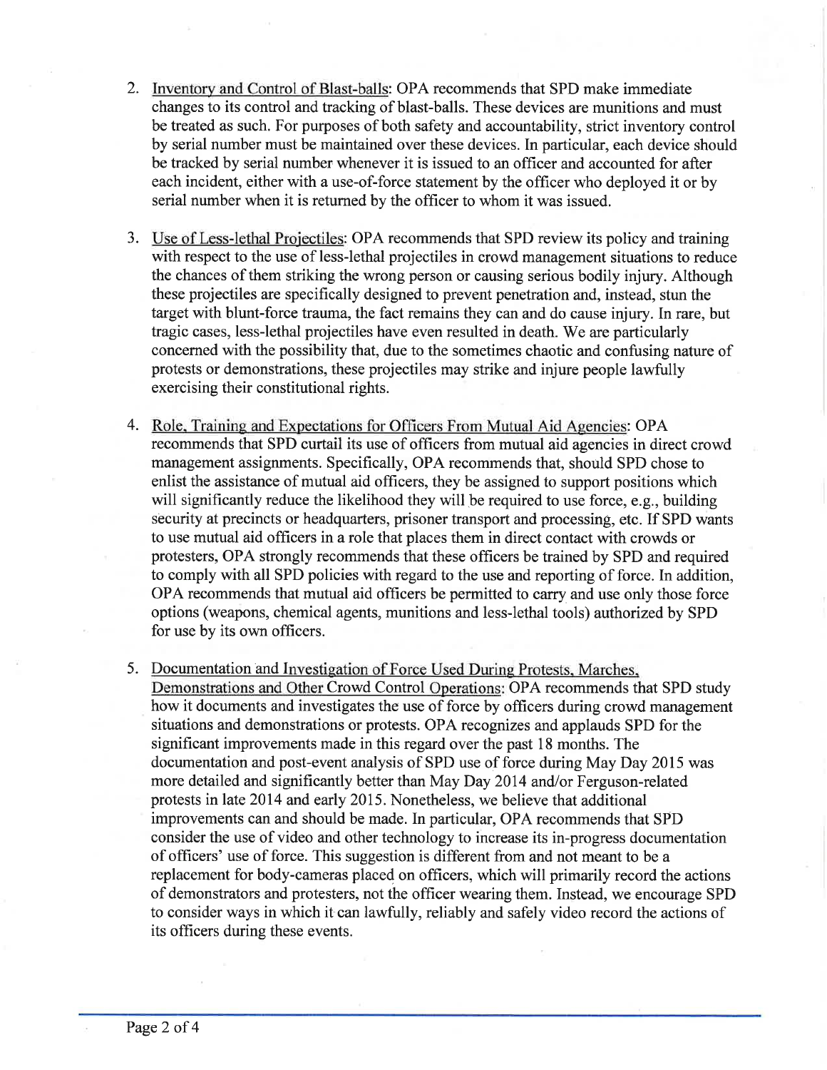2. Inventory and Control of Blast-balls: OPA recommends that SPD make immediate changes to its control and tracking of blast-balls. These devices are munitions and must be treated as such. For purposes of both safety and accountability, strict inventory control by serial number must be maintained over these devices. In particular, each device should be tracked by serial number whenever it is issued to an officer and accounted for after each incident, either with a use-of-force statement by the officer who deployed it or by serial number when it is returned by the officer to whom it was issued.

3. Use of Less-lethal Projectiles: OPA recommends that SPD review its policy and training with respect to the use of less-lethal projectiles in crowd management situations to reduce the chances of them striking the wrong person or causing serious bodily injury. Although these projectiles are specifically designed to prevent penetration and, instead, stun the target with blunt-force trauma, the fact remains they can and do cause injury. In rare, but tragic cases, less-lethal projectiles have even resulted in death. We are particularly concerned with the possibility that, due to the sometimes chaotic and confusing nature of protests or demonstrations, these projectiles may strike and injure people lawfully exercising their constitutional rights.

4. Role, Training and Expectations for Officers From Mutual Aid Agencies: OPA recommends that SPD curtail its use of officers from mutual aid agencies in direct crowd management assignments. Specifically, OPA recommends that, should SPD chose to enlist the assistance of mutual aid officers, they be assigned to support positions which will significantly reduce the likelihood they will be required to use force, e.g., building security at precincts or headquarters, prisoner transport and processing, etc. If SPD wants to use mutual aid officers in a role that places them in direct contact with crowds or protesters, OPA strongly recommends that these officers be trained by SPD and required to comply with all SPD policies with regard to the use and reporting of force. In addition, OPA recommends that mutual aid officers be permitted to carry and use only those force options (weapons, chemical agents, munitions and less-lethal tools) authorized by SPD for use by its own officers.

5. Documentation and Investigation of Force Used During Protests, Marches, Demonstrations and Other Crowd Control Operations: OPA recommends that SPD study how it documents and investigates the use of force by officers during crowd management situations and demonstrations or protests. OPA recognizes and applauds SPD for the significant improvements made in this regard over the past 18 months. The documentation and post-event analysis of SPD use of force during May Day 2015 was more detailed and significantly better than May Day 2014 and/or Ferguson-related protests in late 2014 and early 2015. Nonetheless, we believe that additional improvements can and should be made. In particular, OPA recommends that SPD consider the use of video and other technology to increase its in-progress documentation of officers' use of force. This suggestion is different from and not meant to be a replacement for body-cameras placed on officers, which will primarily record the actions of demonstrators and protesters, not the officer wearing them. Instead, we encourage SPD to consider ways in which it can lawfully, reliably and safely video record the actions of its officers during these events.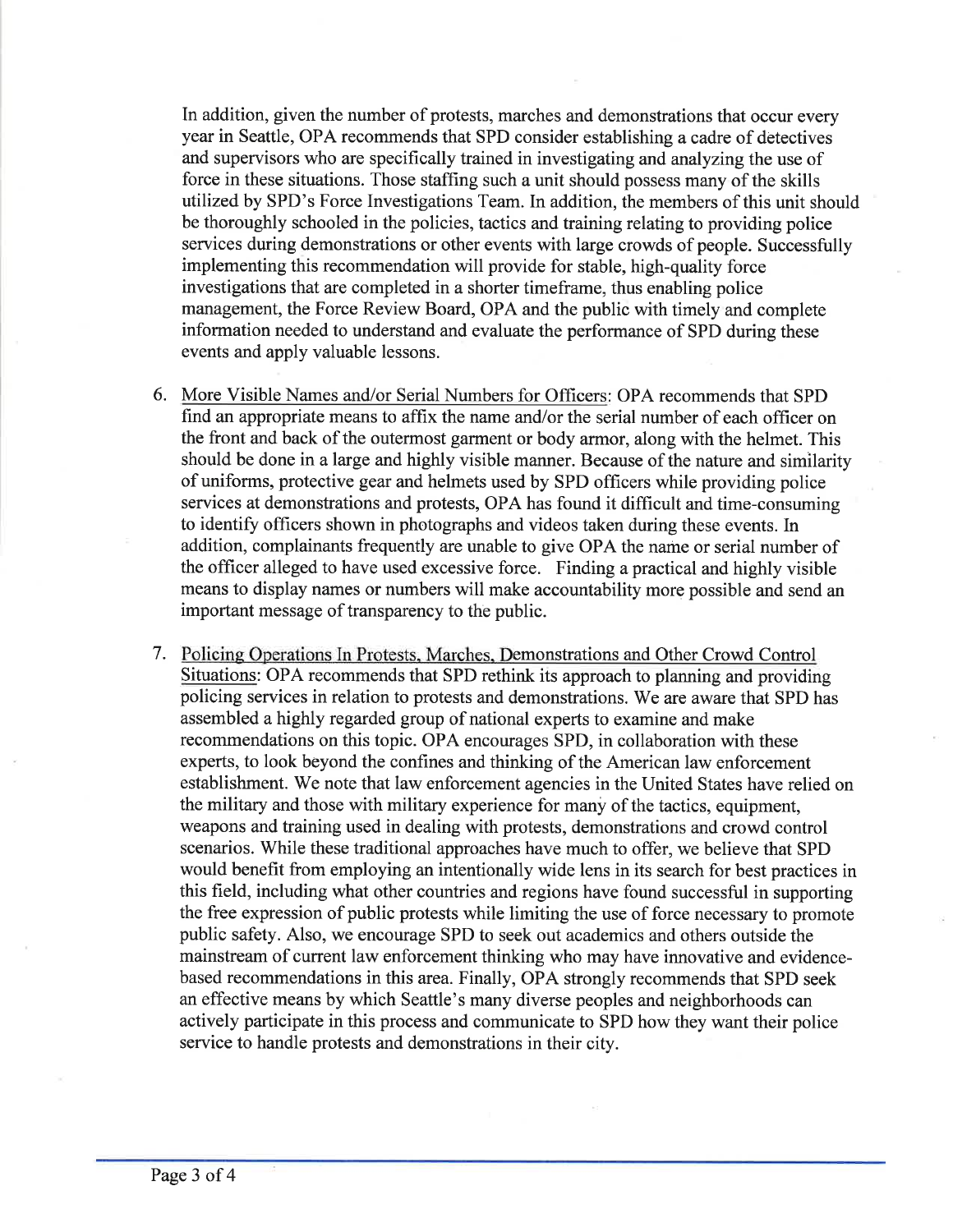In addition, given the number of protests, marches and demonstrations that occur every year in Seattle, OPA recommends that SPD consider establishing a cadre of detectives and supervisors who are specifically trained in investigating and analyzing the use of force in these situations. Those staffing such a unit should possess many of the skills utilized by SPD's Force Investigations Team. In addition, the members of this unit should be thoroughly schooled in the policies, tactics and training relating to providing police services during demonstrations or other events with large crowds of people. Successfully implementing this recommendation will provide for stable, high-quality force investigations that are completed in a shorter timeframe, thus enabling police management, the Force Review Board, OPA and the public with timely and complete information needed to understand and evaluate the performance of SPD during these events and apply valuable lessons.

6. <u>More Visible Names and/or Serial Numbers for Officers</u>: OPA recommends that SPD find an appropriate means to affix the name and/or the serial number of each officer on the front and back of the outermost garment or body armor, along with the helmet. This should be done in a large and highly visible manner. Because of the nature and similarity of uniforms, protective gear and helmets used by SPD officers while providing police services at demonstrations and protests, OPA has found it difficult and time-consuming to identify officers shown in photographs and videos taken during these events. In addition, complainants frequently are unable to give OPA the name or serial number of the officer alleged to have used excessive force. Finding a practical and highly visible means to display names or numbers will make accountability more possible and send an important message of transparency to the public.

7. <u>Policing Operations In Protests, Marches, Demonstrations and Other Crowd Control Situations</u>: OPA recommends that SPD rethink its approach to planning and providing policing services in relation to protests and demonstrations. We are aware that SPD has assembled a highly regarded group of national experts to examine and make recommendations on this topic. OPA encourages SPD, in collaboration with these experts, to look beyond the confines and thinking of the American law enforcement establishment. We note that law enforcement agencies in the United States have relied on the military and those with military experience for many of the tactics, equipment, weapons and training used in dealing with protests, demonstrations and crowd control scenarios. While these traditional approaches have much to offer, we believe that SPD would benefit from employing an intentionally wide lens in its search for best practices in this field, including what other countries and regions have found successful in supporting the free expression of public protests while limiting the use of force necessary to promote public safety. Also, we encourage SPD to seek out academics and others outside the mainstream of current law enforcement thinking who may have innovative and evidence-based recommendations in this area. Finally, OPA strongly recommends that SPD seek an effective means by which Seattle's many diverse peoples and neighborhoods can actively participate in this process and communicate to SPD how they want their police service to handle protests and demonstrations in their city.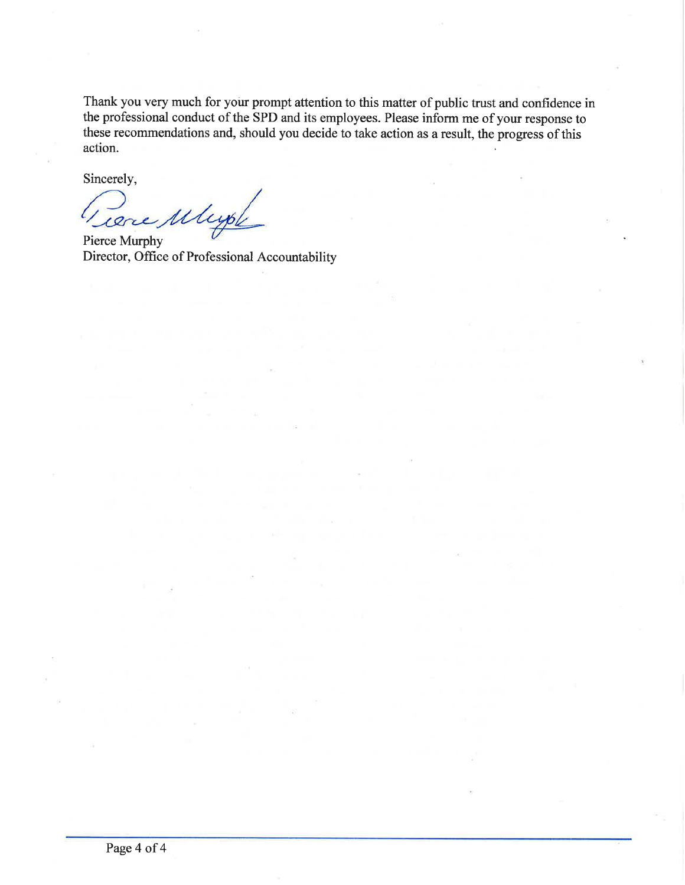Thank you very much for your prompt attention to this matter of public trust and confidence in the professional conduct of the SPD and its employees. Please inform me of your response to these recommendations and, should you decide to take action as a result, the progress of this action.

Sincerely,

Pierce Murphy
Director, Office of Professional Accountability